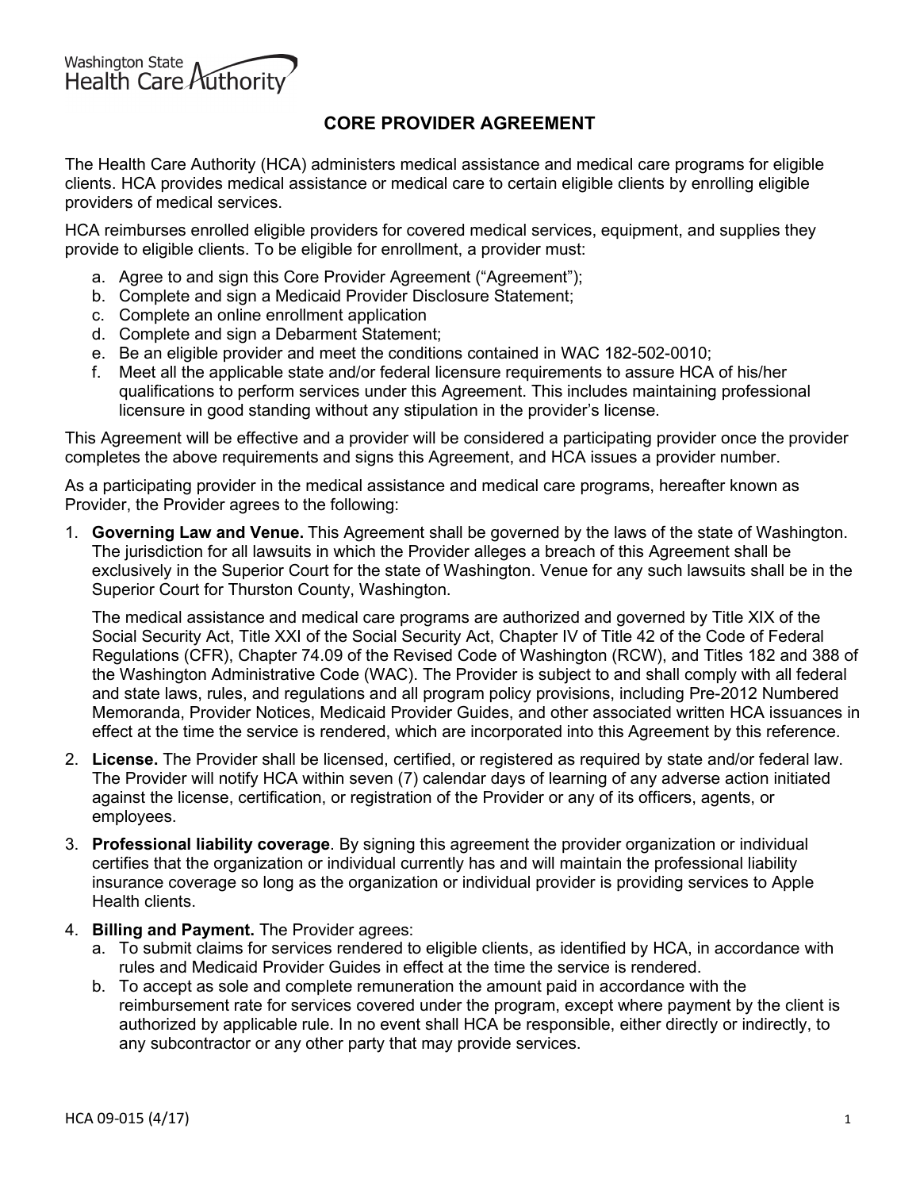Washington State Health Care Authority

# CORE PROVIDER AGREEMENT

The Health Care Authority (HCA) administers medical assistance and medical care programs for eligible clients. HCA provides medical assistance or medical care to certain eligible clients by enrolling eligible providers of medical services.

HCA reimburses enrolled eligible providers for covered medical services, equipment, and supplies they provide to eligible clients. To be eligible for enrollment, a provider must:

a. Agree to and sign this Core Provider Agreement ("Agreement");
b. Complete and sign a Medicaid Provider Disclosure Statement;
c. Complete an online enrollment application
d. Complete and sign a Debarment Statement;
e. Be an eligible provider and meet the conditions contained in WAC 182-502-0010;
f. Meet all the applicable state and/or federal licensure requirements to assure HCA of his/her qualifications to perform services under this Agreement. This includes maintaining professional licensure in good standing without any stipulation in the provider's license.

This Agreement will be effective and a provider will be considered a participating provider once the provider completes the above requirements and signs this Agreement, and HCA issues a provider number.

As a participating provider in the medical assistance and medical care programs, hereafter known as Provider, the Provider agrees to the following:

1. **Governing Law and Venue.** This Agreement shall be governed by the laws of the state of Washington. The jurisdiction for all lawsuits in which the Provider alleges a breach of this Agreement shall be exclusively in the Superior Court for the state of Washington. Venue for any such lawsuits shall be in the Superior Court for Thurston County, Washington.

   The medical assistance and medical care programs are authorized and governed by Title XIX of the Social Security Act, Title XXI of the Social Security Act, Chapter IV of Title 42 of the Code of Federal Regulations (CFR), Chapter 74.09 of the Revised Code of Washington (RCW), and Titles 182 and 388 of the Washington Administrative Code (WAC). The Provider is subject to and shall comply with all federal and state laws, rules, and regulations and all program policy provisions, including Pre-2012 Numbered Memoranda, Provider Notices, Medicaid Provider Guides, and other associated written HCA issuances in effect at the time the service is rendered, which are incorporated into this Agreement by this reference.

2. **License.** The Provider shall be licensed, certified, or registered as required by state and/or federal law. The Provider will notify HCA within seven (7) calendar days of learning of any adverse action initiated against the license, certification, or registration of the Provider or any of its officers, agents, or employees.

3. **Professional liability coverage**. By signing this agreement the provider organization or individual certifies that the organization or individual currently has and will maintain the professional liability insurance coverage so long as the organization or individual provider is providing services to Apple Health clients.

4. **Billing and Payment.** The Provider agrees:
   a. To submit claims for services rendered to eligible clients, as identified by HCA, in accordance with rules and Medicaid Provider Guides in effect at the time the service is rendered.
   b. To accept as sole and complete remuneration the amount paid in accordance with the reimbursement rate for services covered under the program, except where payment by the client is authorized by applicable rule. In no event shall HCA be responsible, either directly or indirectly, to any subcontractor or any other party that may provide services.

HCA 09-015 (4/17)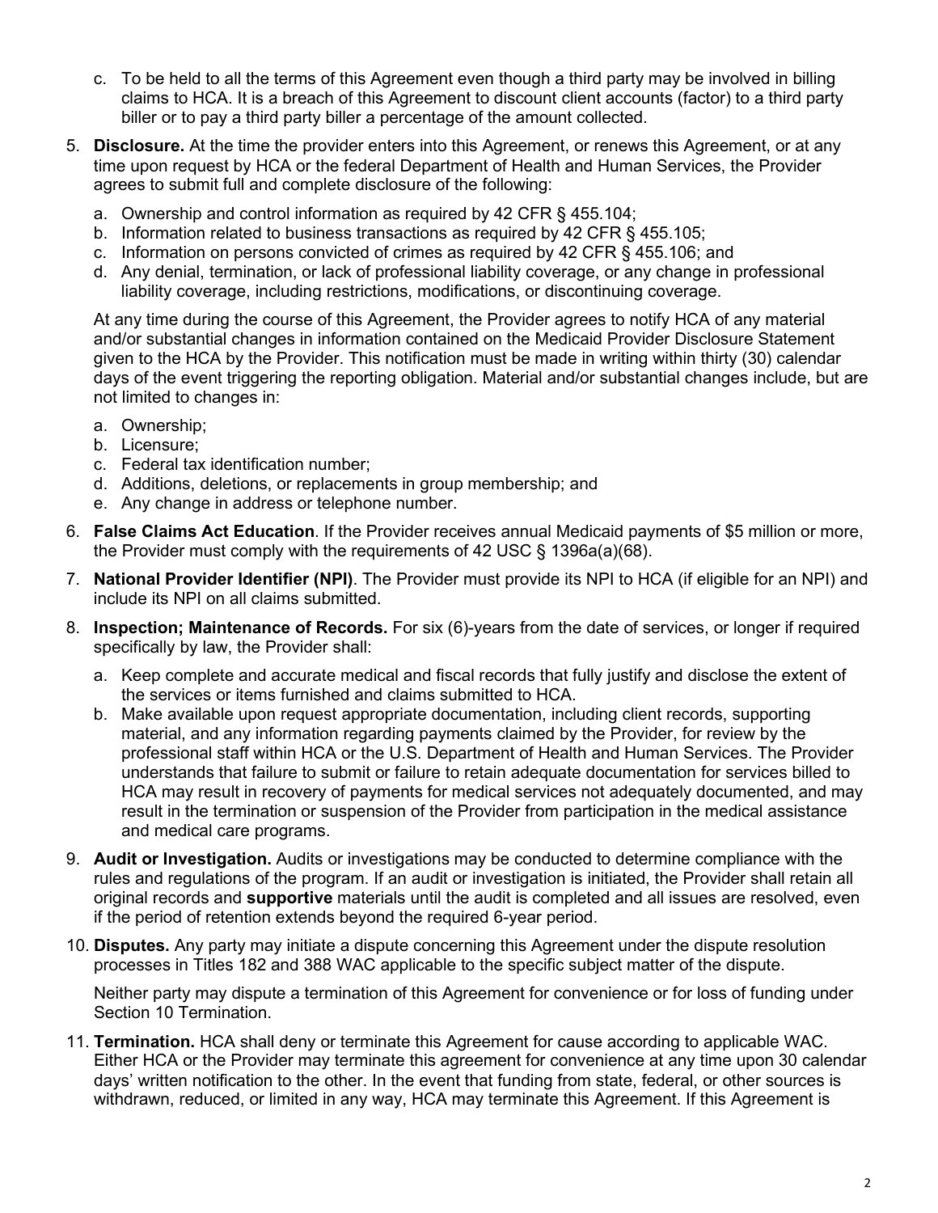c. To be held to all the terms of this Agreement even though a third party may be involved in billing claims to HCA. It is a breach of this Agreement to discount client accounts (factor) to a third party biller or to pay a third party biller a percentage of the amount collected.

5. **Disclosure.** At the time the provider enters into this Agreement, or renews this Agreement, or at any time upon request by HCA or the federal Department of Health and Human Services, the Provider agrees to submit full and complete disclosure of the following:

   a. Ownership and control information as required by 42 CFR § 455.104;
   b. Information related to business transactions as required by 42 CFR § 455.105;
   c. Information on persons convicted of crimes as required by 42 CFR § 455.106; and
   d. Any denial, termination, or lack of professional liability coverage, or any change in professional liability coverage, including restrictions, modifications, or discontinuing coverage.

   At any time during the course of this Agreement, the Provider agrees to notify HCA of any material and/or substantial changes in information contained on the Medicaid Provider Disclosure Statement given to the HCA by the Provider. This notification must be made in writing within thirty (30) calendar days of the event triggering the reporting obligation. Material and/or substantial changes include, but are not limited to changes in:

   a. Ownership;
   b. Licensure;
   c. Federal tax identification number;
   d. Additions, deletions, or replacements in group membership; and
   e. Any change in address or telephone number.

6. **False Claims Act Education**. If the Provider receives annual Medicaid payments of $5 million or more, the Provider must comply with the requirements of 42 USC § 1396a(a)(68).

7. **National Provider Identifier (NPI)**. The Provider must provide its NPI to HCA (if eligible for an NPI) and include its NPI on all claims submitted.

8. **Inspection; Maintenance of Records.** For six (6)-years from the date of services, or longer if required specifically by law, the Provider shall:

   a. Keep complete and accurate medical and fiscal records that fully justify and disclose the extent of the services or items furnished and claims submitted to HCA.
   b. Make available upon request appropriate documentation, including client records, supporting material, and any information regarding payments claimed by the Provider, for review by the professional staff within HCA or the U.S. Department of Health and Human Services. The Provider understands that failure to submit or failure to retain adequate documentation for services billed to HCA may result in recovery of payments for medical services not adequately documented, and may result in the termination or suspension of the Provider from participation in the medical assistance and medical care programs.

9. **Audit or Investigation.** Audits or investigations may be conducted to determine compliance with the rules and regulations of the program. If an audit or investigation is initiated, the Provider shall retain all original records and **supportive** materials until the audit is completed and all issues are resolved, even if the period of retention extends beyond the required 6-year period.

10. **Disputes.** Any party may initiate a dispute concerning this Agreement under the dispute resolution processes in Titles 182 and 388 WAC applicable to the specific subject matter of the dispute.

    Neither party may dispute a termination of this Agreement for convenience or for loss of funding under Section 10 Termination.

11. **Termination.** HCA shall deny or terminate this Agreement for cause according to applicable WAC. Either HCA or the Provider may terminate this agreement for convenience at any time upon 30 calendar days' written notification to the other. In the event that funding from state, federal, or other sources is withdrawn, reduced, or limited in any way, HCA may terminate this Agreement. If this Agreement is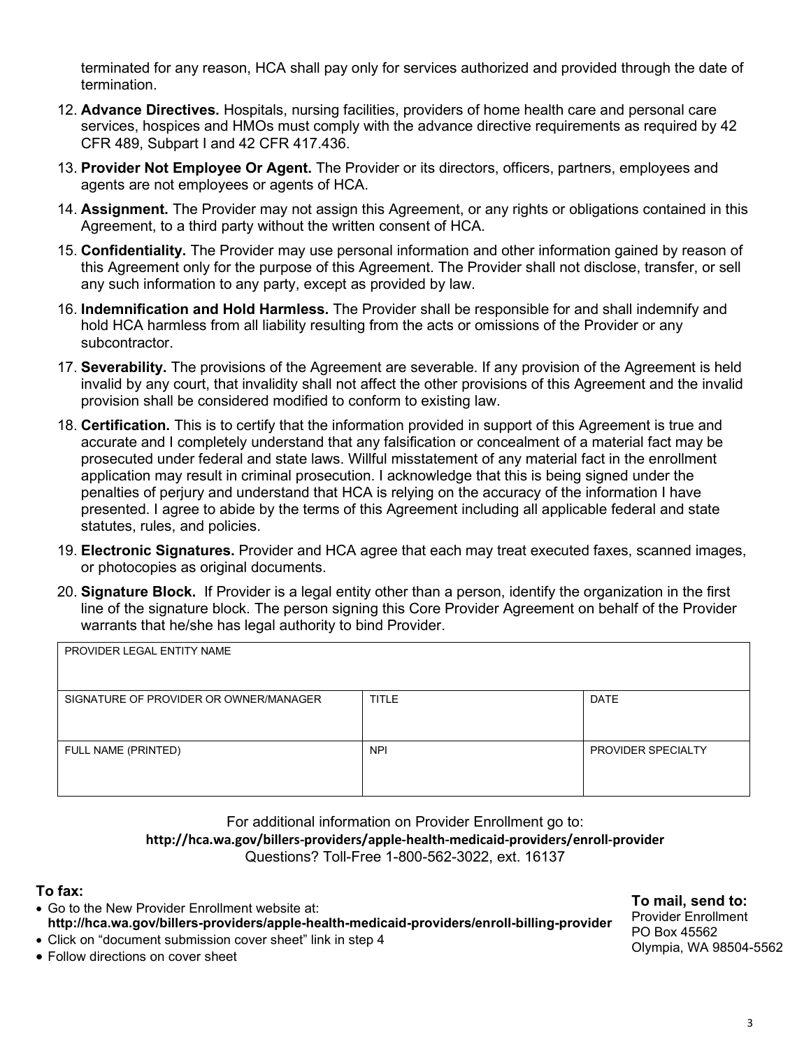terminated for any reason, HCA shall pay only for services authorized and provided through the date of termination.

12. **Advance Directives.** Hospitals, nursing facilities, providers of home health care and personal care services, hospices and HMOs must comply with the advance directive requirements as required by 42 CFR 489, Subpart I and 42 CFR 417.436.
13. **Provider Not Employee Or Agent.** The Provider or its directors, officers, partners, employees and agents are not employees or agents of HCA.
14. **Assignment.** The Provider may not assign this Agreement, or any rights or obligations contained in this Agreement, to a third party without the written consent of HCA.
15. **Confidentiality.** The Provider may use personal information and other information gained by reason of this Agreement only for the purpose of this Agreement. The Provider shall not disclose, transfer, or sell any such information to any party, except as provided by law.
16. **Indemnification and Hold Harmless.** The Provider shall be responsible for and shall indemnify and hold HCA harmless from all liability resulting from the acts or omissions of the Provider or any subcontractor.
17. **Severability.** The provisions of the Agreement are severable. If any provision of the Agreement is held invalid by any court, that invalidity shall not affect the other provisions of this Agreement and the invalid provision shall be considered modified to conform to existing law.
18. **Certification.** This is to certify that the information provided in support of this Agreement is true and accurate and I completely understand that any falsification or concealment of a material fact may be prosecuted under federal and state laws. Willful misstatement of any material fact in the enrollment application may result in criminal prosecution. I acknowledge that this is being signed under the penalties of perjury and understand that HCA is relying on the accuracy of the information I have presented. I agree to abide by the terms of this Agreement including all applicable federal and state statutes, rules, and policies.
19. **Electronic Signatures.** Provider and HCA agree that each may treat executed faxes, scanned images, or photocopies as original documents.
20. **Signature Block.** If Provider is a legal entity other than a person, identify the organization in the first line of the signature block. The person signing this Core Provider Agreement on behalf of the Provider warrants that he/she has legal authority to bind Provider.

| | | |
|---|---|---|
| PROVIDER LEGAL ENTITY NAME | | |
| SIGNATURE OF PROVIDER OR OWNER/MANAGER | TITLE | DATE |
| FULL NAME (PRINTED) | NPI | PROVIDER SPECIALTY |

For additional information on Provider Enrollment go to:
**http://hca.wa.gov/billers-providers/apple-health-medicaid-providers/enroll-provider**
Questions? Toll-Free 1-800-562-3022, ext. 16137

**To fax:**

- Go to the New Provider Enrollment website at: **http://hca.wa.gov/billers-providers/apple-health-medicaid-providers/enroll-billing-provider**
- Click on "document submission cover sheet" link in step 4
- Follow directions on cover sheet

**To mail, send to:**
Provider Enrollment
PO Box 45562
Olympia, WA 98504-5562